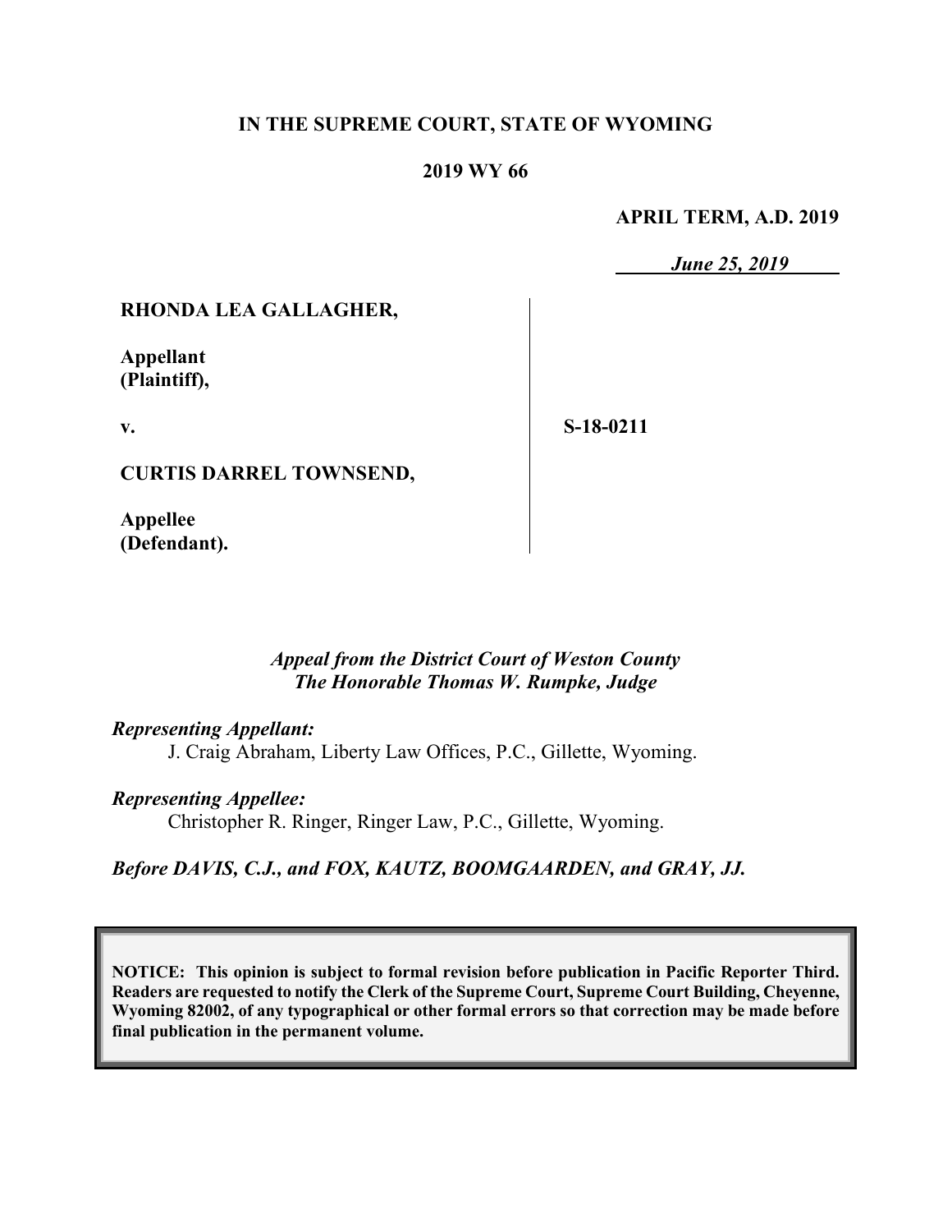**IN THE SUPREME COURT, STATE OF WYOMING**

**2019 WY 66**

**APRIL TERM, A.D. 2019**

***June 25, 2019***

| | | |
|---|---|---|
| **RHONDA LEA GALLAGHER,**<br><br>**Appellant (Plaintiff),**<br><br>**v.**<br><br>**CURTIS DARREL TOWNSEND,**<br><br>**Appellee (Defendant).** | | **S-18-0211** |

*Appeal from the District Court of Weston County*
*The Honorable Thomas W. Rumpke, Judge*

***Representing Appellant:***
J. Craig Abraham, Liberty Law Offices, P.C., Gillette, Wyoming.

***Representing Appellee:***
Christopher R. Ringer, Ringer Law, P.C., Gillette, Wyoming.

***Before DAVIS, C.J., and FOX, KAUTZ, BOOMGAARDEN, and GRAY, JJ.***

**NOTICE: This opinion is subject to formal revision before publication in Pacific Reporter Third. Readers are requested to notify the Clerk of the Supreme Court, Supreme Court Building, Cheyenne, Wyoming 82002, of any typographical or other formal errors so that correction may be made before final publication in the permanent volume.**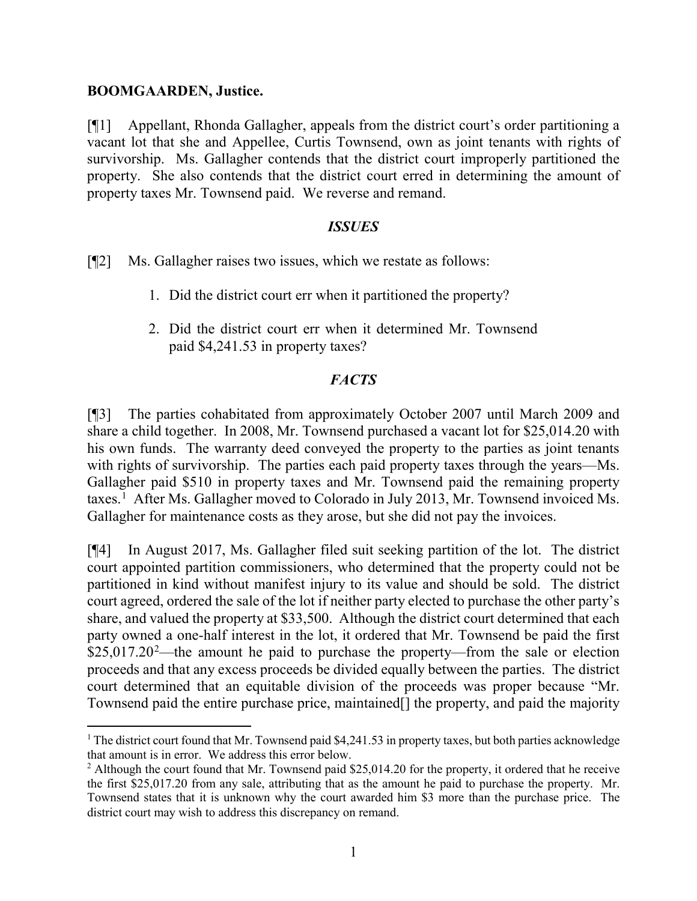**BOOMGAARDEN, Justice.**

[¶1] Appellant, Rhonda Gallagher, appeals from the district court's order partitioning a vacant lot that she and Appellee, Curtis Townsend, own as joint tenants with rights of survivorship. Ms. Gallagher contends that the district court improperly partitioned the property. She also contends that the district court erred in determining the amount of property taxes Mr. Townsend paid. We reverse and remand.

## *ISSUES*

[¶2] Ms. Gallagher raises two issues, which we restate as follows:

1. Did the district court err when it partitioned the property?
2. Did the district court err when it determined Mr. Townsend paid \$4,241.53 in property taxes?

## *FACTS*

[¶3] The parties cohabitated from approximately October 2007 until March 2009 and share a child together. In 2008, Mr. Townsend purchased a vacant lot for \$25,014.20 with his own funds. The warranty deed conveyed the property to the parties as joint tenants with rights of survivorship. The parties each paid property taxes through the years—Ms. Gallagher paid \$510 in property taxes and Mr. Townsend paid the remaining property taxes.[1] After Ms. Gallagher moved to Colorado in July 2013, Mr. Townsend invoiced Ms. Gallagher for maintenance costs as they arose, but she did not pay the invoices.

[¶4] In August 2017, Ms. Gallagher filed suit seeking partition of the lot. The district court appointed partition commissioners, who determined that the property could not be partitioned in kind without manifest injury to its value and should be sold. The district court agreed, ordered the sale of the lot if neither party elected to purchase the other party's share, and valued the property at \$33,500. Although the district court determined that each party owned a one-half interest in the lot, it ordered that Mr. Townsend be paid the first \$25,017.20[2]—the amount he paid to purchase the property—from the sale or election proceeds and that any excess proceeds be divided equally between the parties. The district court determined that an equitable division of the proceeds was proper because "Mr. Townsend paid the entire purchase price, maintained[] the property, and paid the majority

---

[1] The district court found that Mr. Townsend paid \$4,241.53 in property taxes, but both parties acknowledge that amount is in error. We address this error below.

[2] Although the court found that Mr. Townsend paid \$25,014.20 for the property, it ordered that he receive the first \$25,017.20 from any sale, attributing that as the amount he paid to purchase the property. Mr. Townsend states that it is unknown why the court awarded him \$3 more than the purchase price. The district court may wish to address this discrepancy on remand.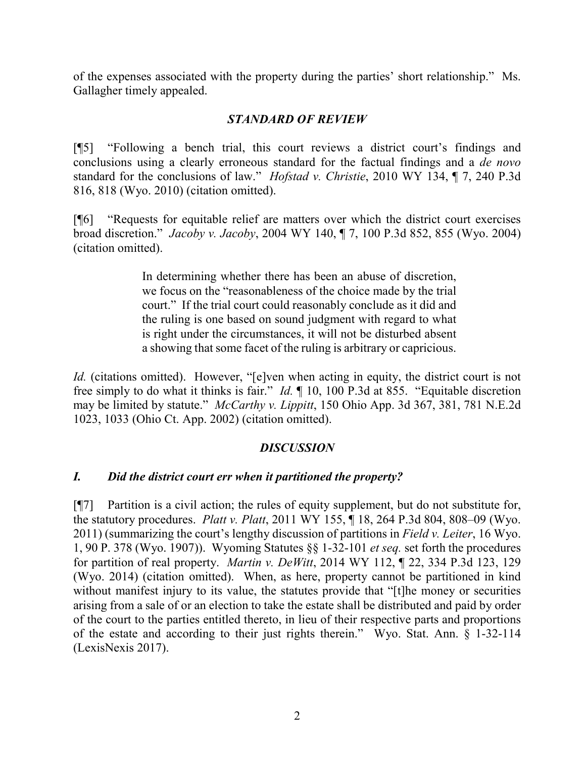of the expenses associated with the property during the parties' short relationship." Ms. Gallagher timely appealed.

## *STANDARD OF REVIEW*

[¶5] "Following a bench trial, this court reviews a district court's findings and conclusions using a clearly erroneous standard for the factual findings and a *de novo* standard for the conclusions of law." *Hofstad v. Christie*, 2010 WY 134, ¶ 7, 240 P.3d 816, 818 (Wyo. 2010) (citation omitted).

[¶6] "Requests for equitable relief are matters over which the district court exercises broad discretion." *Jacoby v. Jacoby*, 2004 WY 140, ¶ 7, 100 P.3d 852, 855 (Wyo. 2004) (citation omitted).

> In determining whether there has been an abuse of discretion, we focus on the "reasonableness of the choice made by the trial court." If the trial court could reasonably conclude as it did and the ruling is one based on sound judgment with regard to what is right under the circumstances, it will not be disturbed absent a showing that some facet of the ruling is arbitrary or capricious.

*Id.* (citations omitted). However, "[e]ven when acting in equity, the district court is not free simply to do what it thinks is fair." *Id.* ¶ 10, 100 P.3d at 855. "Equitable discretion may be limited by statute." *McCarthy v. Lippitt*, 150 Ohio App. 3d 367, 381, 781 N.E.2d 1023, 1033 (Ohio Ct. App. 2002) (citation omitted).

## *DISCUSSION*

### *I. Did the district court err when it partitioned the property?*

[¶7] Partition is a civil action; the rules of equity supplement, but do not substitute for, the statutory procedures. *Platt v. Platt*, 2011 WY 155, ¶ 18, 264 P.3d 804, 808–09 (Wyo. 2011) (summarizing the court's lengthy discussion of partitions in *Field v. Leiter*, 16 Wyo. 1, 90 P. 378 (Wyo. 1907)). Wyoming Statutes §§ 1-32-101 *et seq.* set forth the procedures for partition of real property. *Martin v. DeWitt*, 2014 WY 112, ¶ 22, 334 P.3d 123, 129 (Wyo. 2014) (citation omitted). When, as here, property cannot be partitioned in kind without manifest injury to its value, the statutes provide that "[t]he money or securities arising from a sale of or an election to take the estate shall be distributed and paid by order of the court to the parties entitled thereto, in lieu of their respective parts and proportions of the estate and according to their just rights therein." Wyo. Stat. Ann. § 1-32-114 (LexisNexis 2017).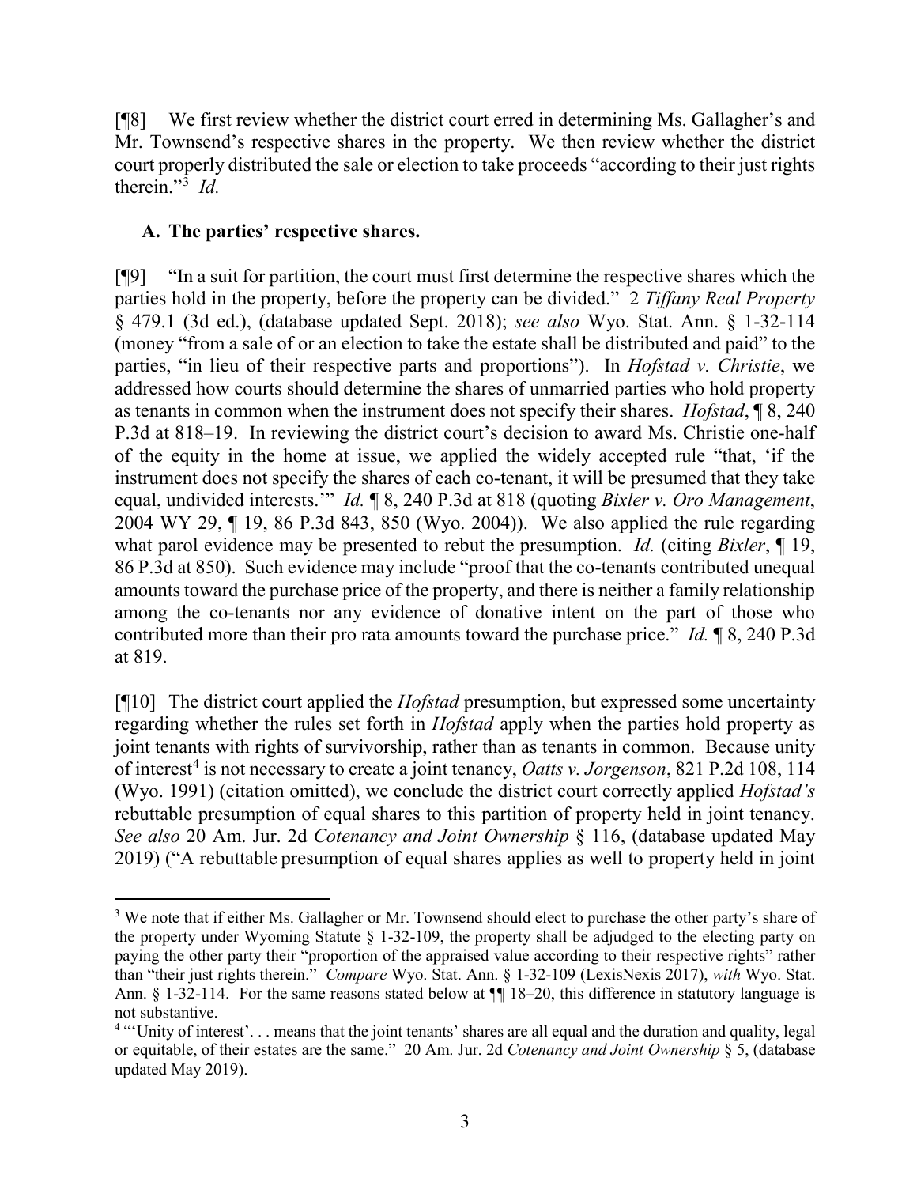[¶8] We first review whether the district court erred in determining Ms. Gallagher's and Mr. Townsend's respective shares in the property. We then review whether the district court properly distributed the sale or election to take proceeds "according to their just rights therein."[3] *Id.*

### A. The parties' respective shares.

[¶9] "In a suit for partition, the court must first determine the respective shares which the parties hold in the property, before the property can be divided." 2 *Tiffany Real Property* § 479.1 (3d ed.), (database updated Sept. 2018); *see also* Wyo. Stat. Ann. § 1-32-114 (money "from a sale of or an election to take the estate shall be distributed and paid" to the parties, "in lieu of their respective parts and proportions"). In *Hofstad v. Christie*, we addressed how courts should determine the shares of unmarried parties who hold property as tenants in common when the instrument does not specify their shares. *Hofstad*, ¶ 8, 240 P.3d at 818–19. In reviewing the district court's decision to award Ms. Christie one-half of the equity in the home at issue, we applied the widely accepted rule "that, 'if the instrument does not specify the shares of each co-tenant, it will be presumed that they take equal, undivided interests.'" *Id.* ¶ 8, 240 P.3d at 818 (quoting *Bixler v. Oro Management*, 2004 WY 29, ¶ 19, 86 P.3d 843, 850 (Wyo. 2004)). We also applied the rule regarding what parol evidence may be presented to rebut the presumption. *Id.* (citing *Bixler*, ¶ 19, 86 P.3d at 850). Such evidence may include "proof that the co-tenants contributed unequal amounts toward the purchase price of the property, and there is neither a family relationship among the co-tenants nor any evidence of donative intent on the part of those who contributed more than their pro rata amounts toward the purchase price." *Id.* ¶ 8, 240 P.3d at 819.

[¶10] The district court applied the *Hofstad* presumption, but expressed some uncertainty regarding whether the rules set forth in *Hofstad* apply when the parties hold property as joint tenants with rights of survivorship, rather than as tenants in common. Because unity of interest[4] is not necessary to create a joint tenancy, *Oatts v. Jorgenson*, 821 P.2d 108, 114 (Wyo. 1991) (citation omitted), we conclude the district court correctly applied *Hofstad's* rebuttable presumption of equal shares to this partition of property held in joint tenancy. *See also* 20 Am. Jur. 2d *Cotenancy and Joint Ownership* § 116, (database updated May 2019) ("A rebuttable presumption of equal shares applies as well to property held in joint

---

[3] We note that if either Ms. Gallagher or Mr. Townsend should elect to purchase the other party's share of the property under Wyoming Statute § 1-32-109, the property shall be adjudged to the electing party on paying the other party their "proportion of the appraised value according to their respective rights" rather than "their just rights therein." *Compare* Wyo. Stat. Ann. § 1-32-109 (LexisNexis 2017), *with* Wyo. Stat. Ann. § 1-32-114. For the same reasons stated below at ¶¶ 18–20, this difference in statutory language is not substantive.

[4] "'Unity of interest'. . . means that the joint tenants' shares are all equal and the duration and quality, legal or equitable, of their estates are the same." 20 Am. Jur. 2d *Cotenancy and Joint Ownership* § 5, (database updated May 2019).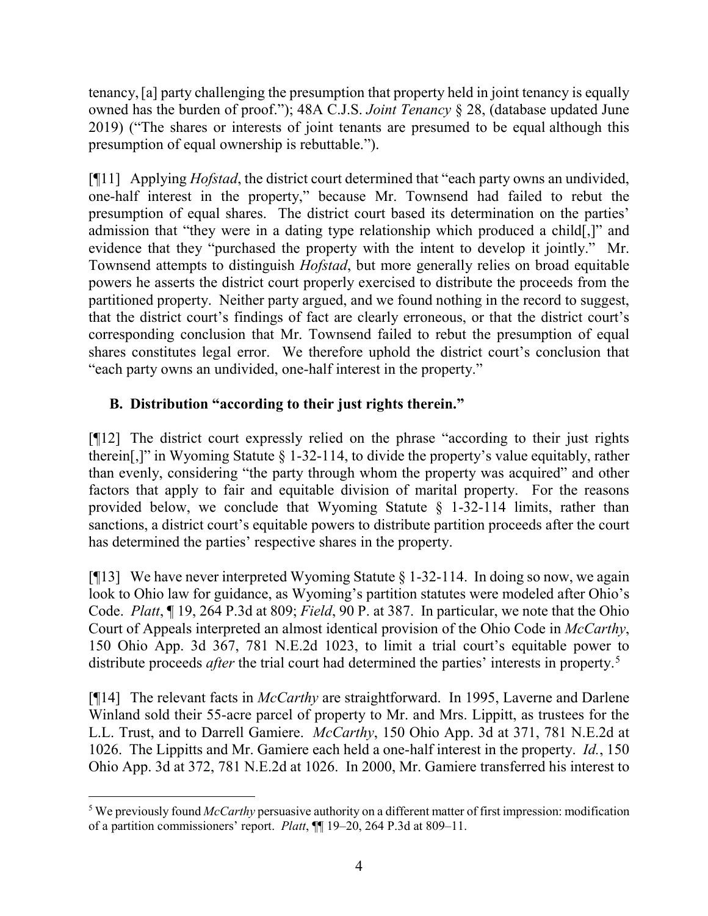tenancy, [a] party challenging the presumption that property held in joint tenancy is equally owned has the burden of proof."); 48A C.J.S. *Joint Tenancy* § 28, (database updated June 2019) ("The shares or interests of joint tenants are presumed to be equal although this presumption of equal ownership is rebuttable.").

[¶11] Applying *Hofstad*, the district court determined that "each party owns an undivided, one-half interest in the property," because Mr. Townsend had failed to rebut the presumption of equal shares. The district court based its determination on the parties' admission that "they were in a dating type relationship which produced a child[,]" and evidence that they "purchased the property with the intent to develop it jointly." Mr. Townsend attempts to distinguish *Hofstad*, but more generally relies on broad equitable powers he asserts the district court properly exercised to distribute the proceeds from the partitioned property. Neither party argued, and we found nothing in the record to suggest, that the district court's findings of fact are clearly erroneous, or that the district court's corresponding conclusion that Mr. Townsend failed to rebut the presumption of equal shares constitutes legal error. We therefore uphold the district court's conclusion that "each party owns an undivided, one-half interest in the property."

### B. Distribution "according to their just rights therein."

[¶12] The district court expressly relied on the phrase "according to their just rights therein[,]" in Wyoming Statute § 1-32-114, to divide the property's value equitably, rather than evenly, considering "the party through whom the property was acquired" and other factors that apply to fair and equitable division of marital property. For the reasons provided below, we conclude that Wyoming Statute § 1-32-114 limits, rather than sanctions, a district court's equitable powers to distribute partition proceeds after the court has determined the parties' respective shares in the property.

[¶13] We have never interpreted Wyoming Statute § 1-32-114. In doing so now, we again look to Ohio law for guidance, as Wyoming's partition statutes were modeled after Ohio's Code. *Platt*, ¶ 19, 264 P.3d at 809; *Field*, 90 P. at 387. In particular, we note that the Ohio Court of Appeals interpreted an almost identical provision of the Ohio Code in *McCarthy*, 150 Ohio App. 3d 367, 781 N.E.2d 1023, to limit a trial court's equitable power to distribute proceeds *after* the trial court had determined the parties' interests in property.[5]

[¶14] The relevant facts in *McCarthy* are straightforward. In 1995, Laverne and Darlene Winland sold their 55-acre parcel of property to Mr. and Mrs. Lippitt, as trustees for the L.L. Trust, and to Darrell Gamiere. *McCarthy*, 150 Ohio App. 3d at 371, 781 N.E.2d at 1026. The Lippitts and Mr. Gamiere each held a one-half interest in the property. *Id.*, 150 Ohio App. 3d at 372, 781 N.E.2d at 1026. In 2000, Mr. Gamiere transferred his interest to

[5] We previously found *McCarthy* persuasive authority on a different matter of first impression: modification of a partition commissioners' report. *Platt*, ¶¶ 19–20, 264 P.3d at 809–11.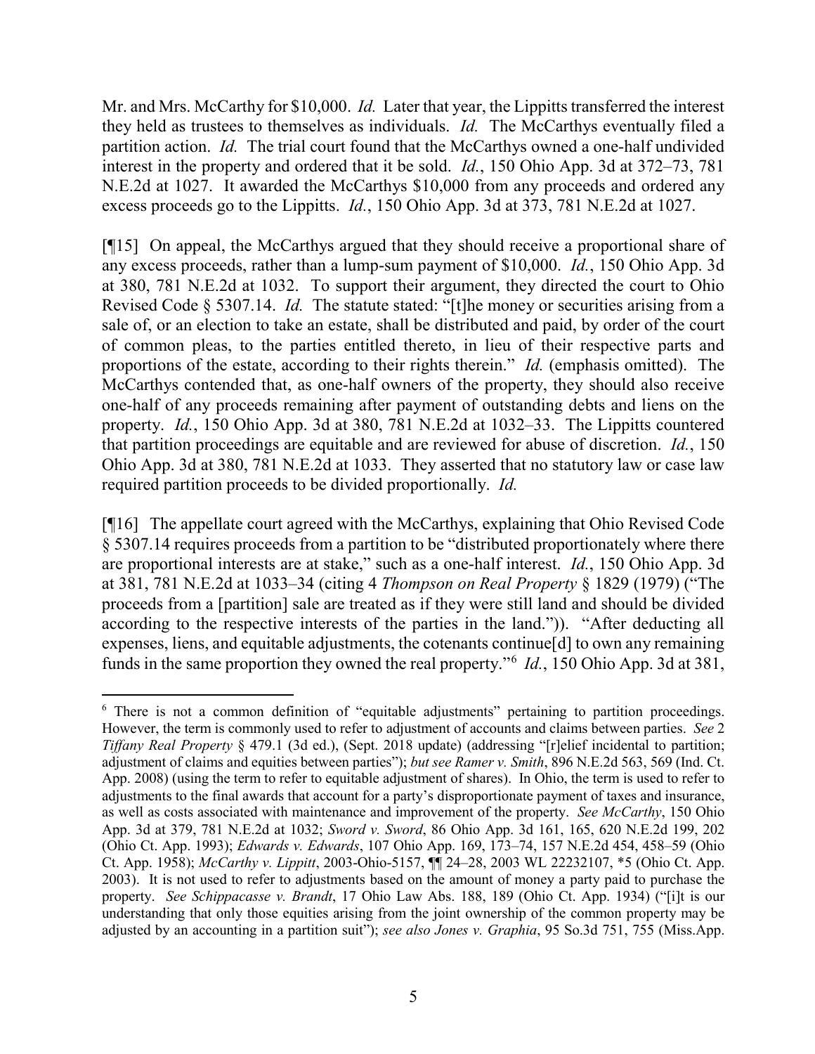Mr. and Mrs. McCarthy for $10,000. *Id.* Later that year, the Lippitts transferred the interest they held as trustees to themselves as individuals. *Id.* The McCarthys eventually filed a partition action. *Id.* The trial court found that the McCarthys owned a one-half undivided interest in the property and ordered that it be sold. *Id.*, 150 Ohio App. 3d at 372–73, 781 N.E.2d at 1027. It awarded the McCarthys $10,000 from any proceeds and ordered any excess proceeds go to the Lippitts. *Id.*, 150 Ohio App. 3d at 373, 781 N.E.2d at 1027.

[¶15] On appeal, the McCarthys argued that they should receive a proportional share of any excess proceeds, rather than a lump-sum payment of $10,000. *Id.*, 150 Ohio App. 3d at 380, 781 N.E.2d at 1032. To support their argument, they directed the court to Ohio Revised Code § 5307.14. *Id.* The statute stated: "[t]he money or securities arising from a sale of, or an election to take an estate, shall be distributed and paid, by order of the court of common pleas, to the parties entitled thereto, in lieu of their respective parts and proportions of the estate, according to their rights therein." *Id.* (emphasis omitted). The McCarthys contended that, as one-half owners of the property, they should also receive one-half of any proceeds remaining after payment of outstanding debts and liens on the property. *Id.*, 150 Ohio App. 3d at 380, 781 N.E.2d at 1032–33. The Lippitts countered that partition proceedings are equitable and are reviewed for abuse of discretion. *Id.*, 150 Ohio App. 3d at 380, 781 N.E.2d at 1033. They asserted that no statutory law or case law required partition proceeds to be divided proportionally. *Id.*

[¶16] The appellate court agreed with the McCarthys, explaining that Ohio Revised Code § 5307.14 requires proceeds from a partition to be "distributed proportionately where there are proportional interests are at stake," such as a one-half interest. *Id.*, 150 Ohio App. 3d at 381, 781 N.E.2d at 1033–34 (citing 4 *Thompson on Real Property* § 1829 (1979) ("The proceeds from a [partition] sale are treated as if they were still land and should be divided according to the respective interests of the parties in the land.")). "After deducting all expenses, liens, and equitable adjustments, the cotenants continue[d] to own any remaining funds in the same proportion they owned the real property."[6] *Id.*, 150 Ohio App. 3d at 381,

---

[6] There is not a common definition of "equitable adjustments" pertaining to partition proceedings. However, the term is commonly used to refer to adjustment of accounts and claims between parties. *See* 2 *Tiffany Real Property* § 479.1 (3d ed.), (Sept. 2018 update) (addressing "[r]elief incidental to partition; adjustment of claims and equities between parties"); *but see Ramer v. Smith*, 896 N.E.2d 563, 569 (Ind. Ct. App. 2008) (using the term to refer to equitable adjustment of shares). In Ohio, the term is used to refer to adjustments to the final awards that account for a party's disproportionate payment of taxes and insurance, as well as costs associated with maintenance and improvement of the property. *See McCarthy*, 150 Ohio App. 3d at 379, 781 N.E.2d at 1032; *Sword v. Sword*, 86 Ohio App. 3d 161, 165, 620 N.E.2d 199, 202 (Ohio Ct. App. 1993); *Edwards v. Edwards*, 107 Ohio App. 169, 173–74, 157 N.E.2d 454, 458–59 (Ohio Ct. App. 1958); *McCarthy v. Lippitt*, 2003-Ohio-5157, ¶¶ 24–28, 2003 WL 22232107, *5 (Ohio Ct. App. 2003). It is not used to refer to adjustments based on the amount of money a party paid to purchase the property. *See Schippacasse v. Brandt*, 17 Ohio Law Abs. 188, 189 (Ohio Ct. App. 1934) ("[i]t is our understanding that only those equities arising from the joint ownership of the common property may be adjusted by an accounting in a partition suit"); *see also Jones v. Graphia*, 95 So.3d 751, 755 (Miss.App.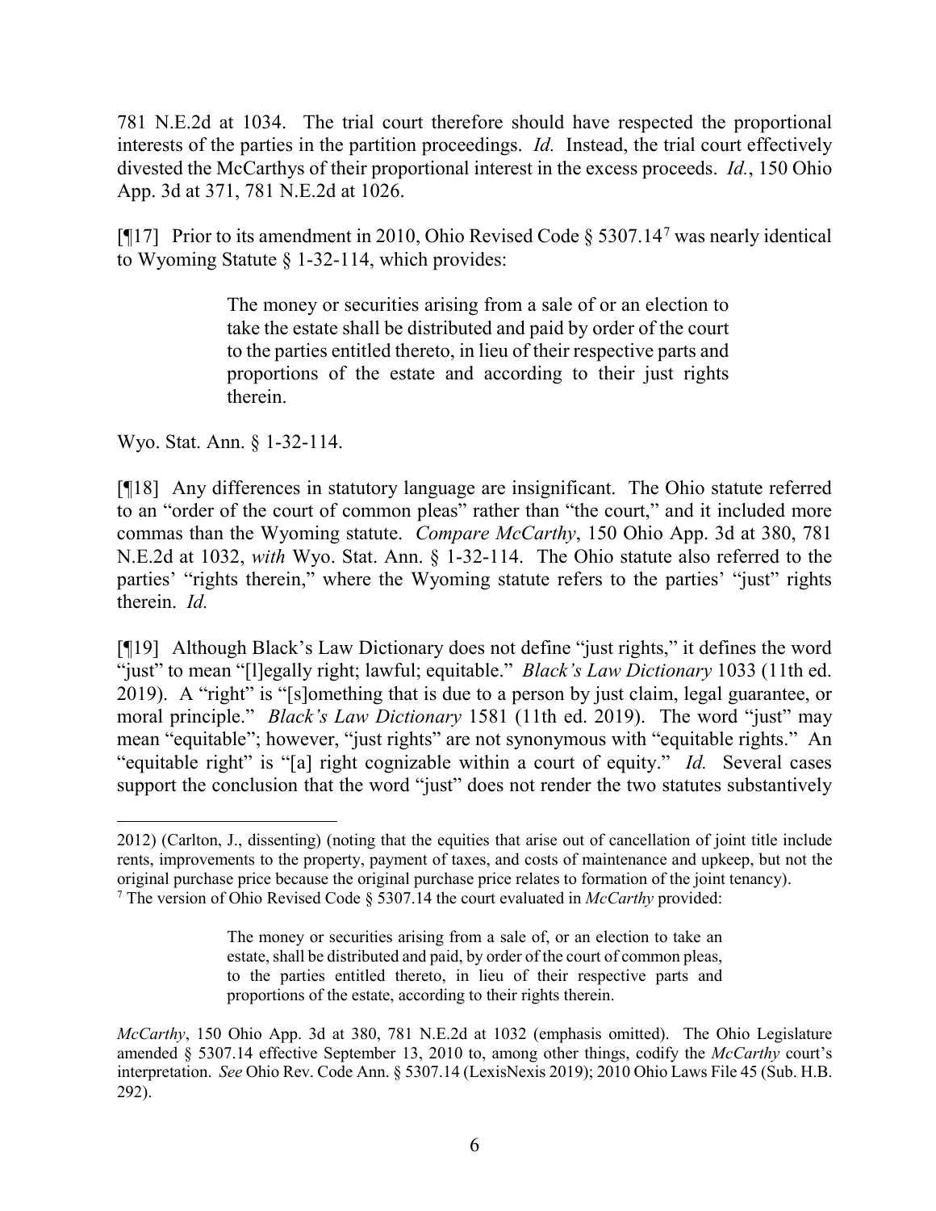781 N.E.2d at 1034. The trial court therefore should have respected the proportional interests of the parties in the partition proceedings. *Id.* Instead, the trial court effectively divested the McCarthys of their proportional interest in the excess proceeds. *Id.*, 150 Ohio App. 3d at 371, 781 N.E.2d at 1026.

[¶17] Prior to its amendment in 2010, Ohio Revised Code § 5307.14[7] was nearly identical to Wyoming Statute § 1-32-114, which provides:

> The money or securities arising from a sale of or an election to take the estate shall be distributed and paid by order of the court to the parties entitled thereto, in lieu of their respective parts and proportions of the estate and according to their just rights therein.

Wyo. Stat. Ann. § 1-32-114.

[¶18] Any differences in statutory language are insignificant. The Ohio statute referred to an "order of the court of common pleas" rather than "the court," and it included more commas than the Wyoming statute. *Compare McCarthy*, 150 Ohio App. 3d at 380, 781 N.E.2d at 1032, *with* Wyo. Stat. Ann. § 1-32-114. The Ohio statute also referred to the parties' "rights therein," where the Wyoming statute refers to the parties' "just" rights therein. *Id.*

[¶19] Although Black's Law Dictionary does not define "just rights," it defines the word "just" to mean "[l]egally right; lawful; equitable." *Black's Law Dictionary* 1033 (11th ed. 2019). A "right" is "[s]omething that is due to a person by just claim, legal guarantee, or moral principle." *Black's Law Dictionary* 1581 (11th ed. 2019). The word "just" may mean "equitable"; however, "just rights" are not synonymous with "equitable rights." An "equitable right" is "[a] right cognizable within a court of equity." *Id.* Several cases support the conclusion that the word "just" does not render the two statutes substantively

---

2012) (Carlton, J., dissenting) (noting that the equities that arise out of cancellation of joint title include rents, improvements to the property, payment of taxes, and costs of maintenance and upkeep, but not the original purchase price because the original purchase price relates to formation of the joint tenancy).

[7] The version of Ohio Revised Code § 5307.14 the court evaluated in *McCarthy* provided:

> The money or securities arising from a sale of, or an election to take an estate, shall be distributed and paid, by order of the court of common pleas, to the parties entitled thereto, in lieu of their respective parts and proportions of the estate, according to their rights therein.

*McCarthy*, 150 Ohio App. 3d at 380, 781 N.E.2d at 1032 (emphasis omitted). The Ohio Legislature amended § 5307.14 effective September 13, 2010 to, among other things, codify the *McCarthy* court's interpretation. *See* Ohio Rev. Code Ann. § 5307.14 (LexisNexis 2019); 2010 Ohio Laws File 45 (Sub. H.B. 292).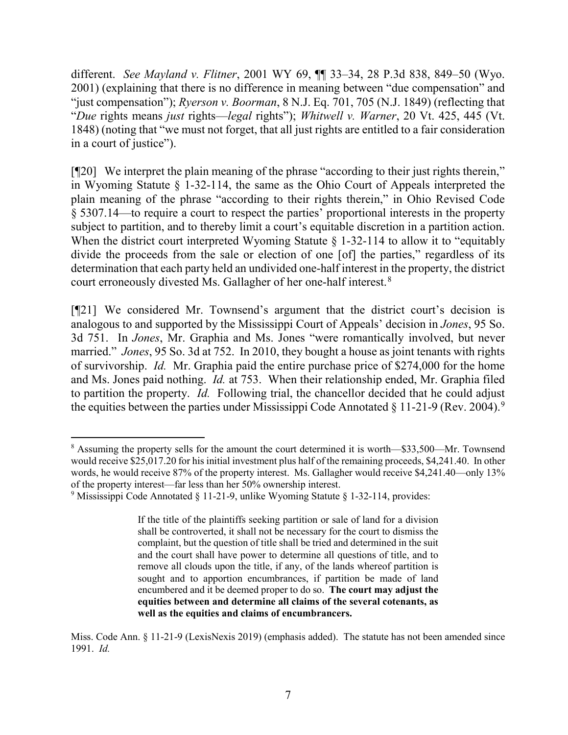different. *See Mayland v. Flitner*, 2001 WY 69, ¶¶ 33–34, 28 P.3d 838, 849–50 (Wyo. 2001) (explaining that there is no difference in meaning between "due compensation" and "just compensation"); *Ryerson v. Boorman*, 8 N.J. Eq. 701, 705 (N.J. 1849) (reflecting that "*Due* rights means *just* rights—*legal* rights"); *Whitwell v. Warner*, 20 Vt. 425, 445 (Vt. 1848) (noting that "we must not forget, that all just rights are entitled to a fair consideration in a court of justice").

[¶20] We interpret the plain meaning of the phrase "according to their just rights therein," in Wyoming Statute § 1-32-114, the same as the Ohio Court of Appeals interpreted the plain meaning of the phrase "according to their rights therein," in Ohio Revised Code § 5307.14—to require a court to respect the parties' proportional interests in the property subject to partition, and to thereby limit a court's equitable discretion in a partition action. When the district court interpreted Wyoming Statute § 1-32-114 to allow it to "equitably divide the proceeds from the sale or election of one [of] the parties," regardless of its determination that each party held an undivided one-half interest in the property, the district court erroneously divested Ms. Gallagher of her one-half interest.[8]

[¶21] We considered Mr. Townsend's argument that the district court's decision is analogous to and supported by the Mississippi Court of Appeals' decision in *Jones*, 95 So. 3d 751. In *Jones*, Mr. Graphia and Ms. Jones "were romantically involved, but never married." *Jones*, 95 So. 3d at 752. In 2010, they bought a house as joint tenants with rights of survivorship. *Id.* Mr. Graphia paid the entire purchase price of $274,000 for the home and Ms. Jones paid nothing. *Id.* at 753. When their relationship ended, Mr. Graphia filed to partition the property. *Id.* Following trial, the chancellor decided that he could adjust the equities between the parties under Mississippi Code Annotated § 11-21-9 (Rev. 2004).[9]

---

[8] Assuming the property sells for the amount the court determined it is worth—$33,500—Mr. Townsend would receive $25,017.20 for his initial investment plus half of the remaining proceeds, $4,241.40. In other words, he would receive 87% of the property interest. Ms. Gallagher would receive $4,241.40—only 13% of the property interest—far less than her 50% ownership interest.

[9] Mississippi Code Annotated § 11-21-9, unlike Wyoming Statute § 1-32-114, provides:

> If the title of the plaintiffs seeking partition or sale of land for a division shall be controverted, it shall not be necessary for the court to dismiss the complaint, but the question of title shall be tried and determined in the suit and the court shall have power to determine all questions of title, and to remove all clouds upon the title, if any, of the lands whereof partition is sought and to apportion encumbrances, if partition be made of land encumbered and it be deemed proper to do so. **The court may adjust the equities between and determine all claims of the several cotenants, as well as the equities and claims of encumbrancers.**

Miss. Code Ann. § 11-21-9 (LexisNexis 2019) (emphasis added). The statute has not been amended since 1991. *Id.*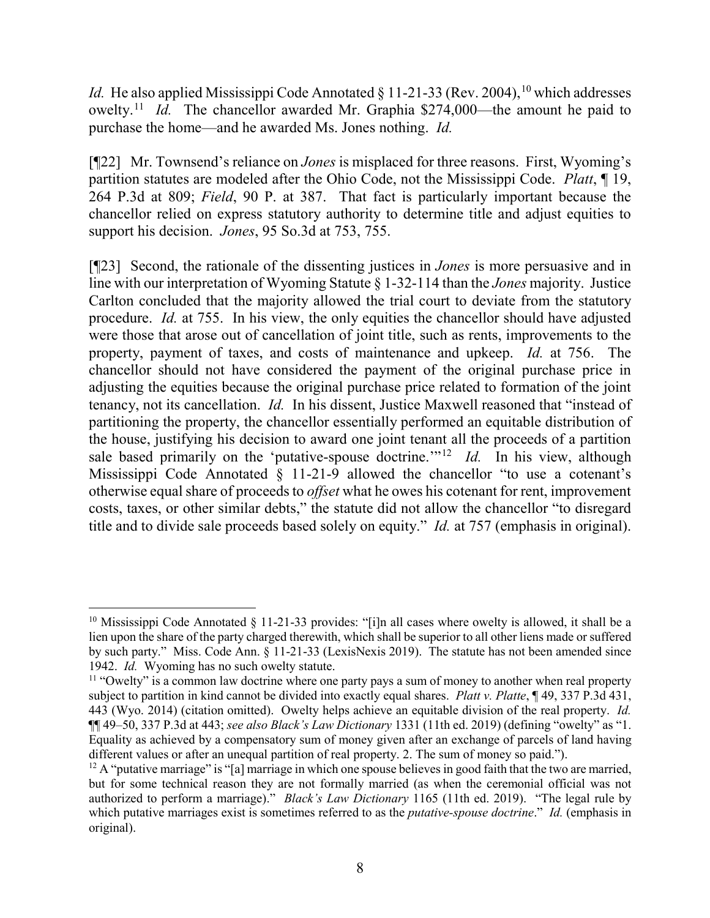*Id.* He also applied Mississippi Code Annotated § 11-21-33 (Rev. 2004),[10] which addresses owelty.[11] *Id.* The chancellor awarded Mr. Graphia $274,000—the amount he paid to purchase the home—and he awarded Ms. Jones nothing. *Id.*

[¶22] Mr. Townsend's reliance on *Jones* is misplaced for three reasons. First, Wyoming's partition statutes are modeled after the Ohio Code, not the Mississippi Code. *Platt*, ¶ 19, 264 P.3d at 809; *Field*, 90 P. at 387. That fact is particularly important because the chancellor relied on express statutory authority to determine title and adjust equities to support his decision. *Jones*, 95 So.3d at 753, 755.

[¶23] Second, the rationale of the dissenting justices in *Jones* is more persuasive and in line with our interpretation of Wyoming Statute § 1-32-114 than the *Jones* majority. Justice Carlton concluded that the majority allowed the trial court to deviate from the statutory procedure. *Id.* at 755. In his view, the only equities the chancellor should have adjusted were those that arose out of cancellation of joint title, such as rents, improvements to the property, payment of taxes, and costs of maintenance and upkeep. *Id.* at 756. The chancellor should not have considered the payment of the original purchase price in adjusting the equities because the original purchase price related to formation of the joint tenancy, not its cancellation. *Id.* In his dissent, Justice Maxwell reasoned that "instead of partitioning the property, the chancellor essentially performed an equitable distribution of the house, justifying his decision to award one joint tenant all the proceeds of a partition sale based primarily on the 'putative-spouse doctrine.'"[12] *Id.* In his view, although Mississippi Code Annotated § 11-21-9 allowed the chancellor "to use a cotenant's otherwise equal share of proceeds to *offset* what he owes his cotenant for rent, improvement costs, taxes, or other similar debts," the statute did not allow the chancellor "to disregard title and to divide sale proceeds based solely on equity." *Id.* at 757 (emphasis in original).

---

[10] Mississippi Code Annotated § 11-21-33 provides: "[i]n all cases where owelty is allowed, it shall be a lien upon the share of the party charged therewith, which shall be superior to all other liens made or suffered by such party." Miss. Code Ann. § 11-21-33 (LexisNexis 2019). The statute has not been amended since 1942. *Id.* Wyoming has no such owelty statute.

[11] "Owelty" is a common law doctrine where one party pays a sum of money to another when real property subject to partition in kind cannot be divided into exactly equal shares. *Platt v. Platte*, ¶ 49, 337 P.3d 431, 443 (Wyo. 2014) (citation omitted). Owelty helps achieve an equitable division of the real property. *Id.* ¶¶ 49–50, 337 P.3d at 443; *see also Black's Law Dictionary* 1331 (11th ed. 2019) (defining "owelty" as "1. Equality as achieved by a compensatory sum of money given after an exchange of parcels of land having different values or after an unequal partition of real property. 2. The sum of money so paid.").

[12] A "putative marriage" is "[a] marriage in which one spouse believes in good faith that the two are married, but for some technical reason they are not formally married (as when the ceremonial official was not authorized to perform a marriage)." *Black's Law Dictionary* 1165 (11th ed. 2019). "The legal rule by which putative marriages exist is sometimes referred to as the *putative-spouse doctrine*." *Id.* (emphasis in original).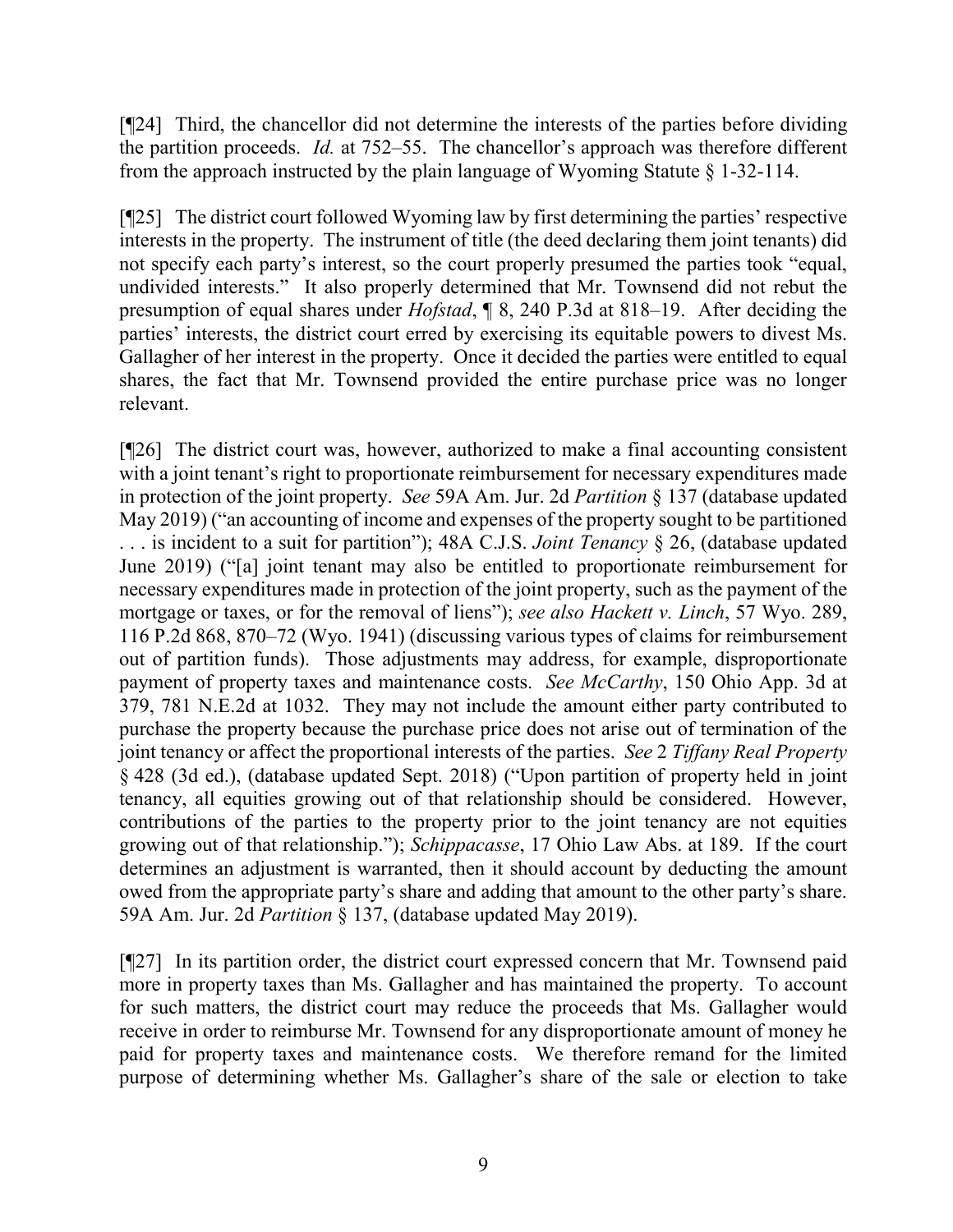[¶24] Third, the chancellor did not determine the interests of the parties before dividing the partition proceeds. *Id.* at 752–55. The chancellor's approach was therefore different from the approach instructed by the plain language of Wyoming Statute § 1-32-114.

[¶25] The district court followed Wyoming law by first determining the parties' respective interests in the property. The instrument of title (the deed declaring them joint tenants) did not specify each party's interest, so the court properly presumed the parties took "equal, undivided interests." It also properly determined that Mr. Townsend did not rebut the presumption of equal shares under *Hofstad*, ¶ 8, 240 P.3d at 818–19. After deciding the parties' interests, the district court erred by exercising its equitable powers to divest Ms. Gallagher of her interest in the property. Once it decided the parties were entitled to equal shares, the fact that Mr. Townsend provided the entire purchase price was no longer relevant.

[¶26] The district court was, however, authorized to make a final accounting consistent with a joint tenant's right to proportionate reimbursement for necessary expenditures made in protection of the joint property. *See* 59A Am. Jur. 2d *Partition* § 137 (database updated May 2019) ("an accounting of income and expenses of the property sought to be partitioned . . . is incident to a suit for partition"); 48A C.J.S. *Joint Tenancy* § 26, (database updated June 2019) ("[a] joint tenant may also be entitled to proportionate reimbursement for necessary expenditures made in protection of the joint property, such as the payment of the mortgage or taxes, or for the removal of liens"); *see also Hackett v. Linch*, 57 Wyo. 289, 116 P.2d 868, 870–72 (Wyo. 1941) (discussing various types of claims for reimbursement out of partition funds). Those adjustments may address, for example, disproportionate payment of property taxes and maintenance costs. *See McCarthy*, 150 Ohio App. 3d at 379, 781 N.E.2d at 1032. They may not include the amount either party contributed to purchase the property because the purchase price does not arise out of termination of the joint tenancy or affect the proportional interests of the parties. *See* 2 *Tiffany Real Property* § 428 (3d ed.), (database updated Sept. 2018) ("Upon partition of property held in joint tenancy, all equities growing out of that relationship should be considered. However, contributions of the parties to the property prior to the joint tenancy are not equities growing out of that relationship."); *Schippacasse*, 17 Ohio Law Abs. at 189. If the court determines an adjustment is warranted, then it should account by deducting the amount owed from the appropriate party's share and adding that amount to the other party's share. 59A Am. Jur. 2d *Partition* § 137, (database updated May 2019).

[¶27] In its partition order, the district court expressed concern that Mr. Townsend paid more in property taxes than Ms. Gallagher and has maintained the property. To account for such matters, the district court may reduce the proceeds that Ms. Gallagher would receive in order to reimburse Mr. Townsend for any disproportionate amount of money he paid for property taxes and maintenance costs. We therefore remand for the limited purpose of determining whether Ms. Gallagher's share of the sale or election to take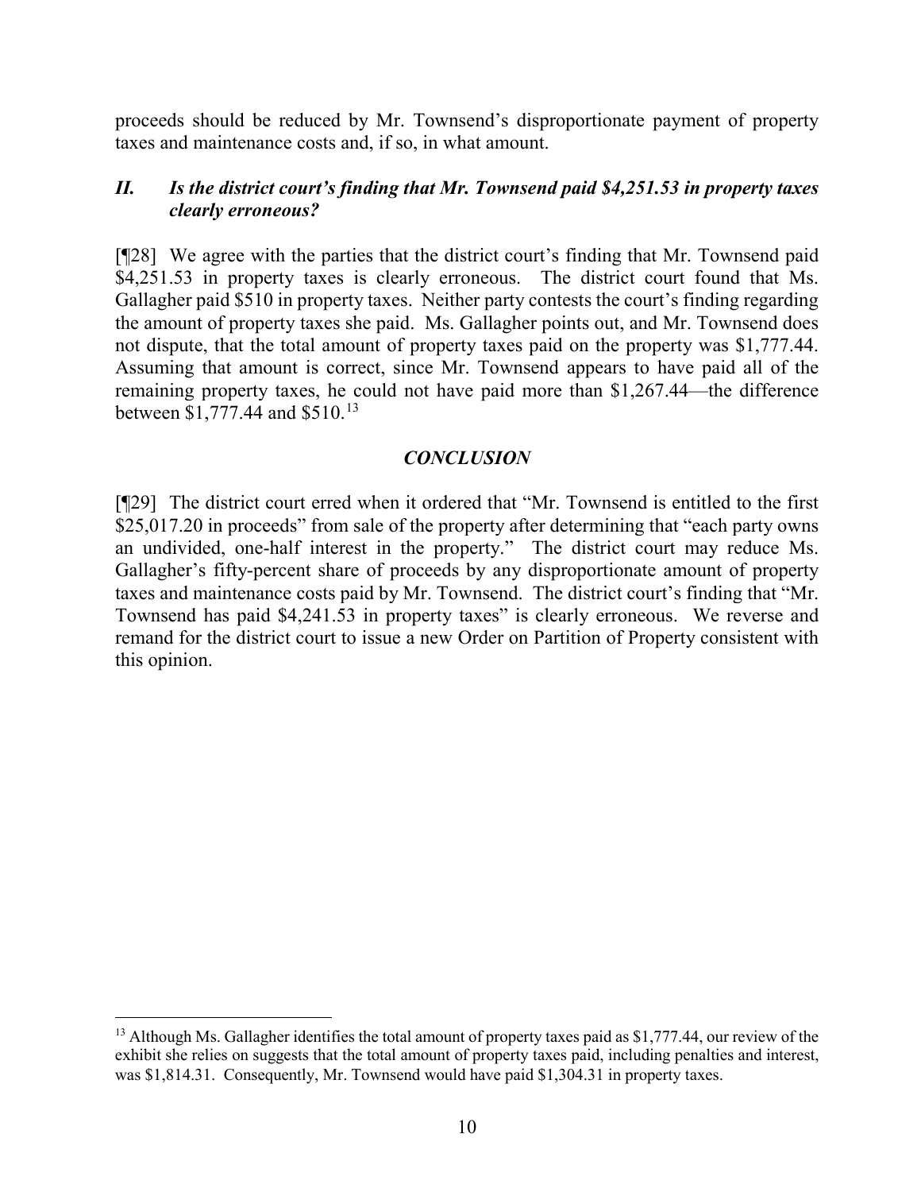proceeds should be reduced by Mr. Townsend's disproportionate payment of property taxes and maintenance costs and, if so, in what amount.

### *II. Is the district court's finding that Mr. Townsend paid $4,251.53 in property taxes clearly erroneous?*

[¶28] We agree with the parties that the district court's finding that Mr. Townsend paid $4,251.53 in property taxes is clearly erroneous. The district court found that Ms. Gallagher paid $510 in property taxes. Neither party contests the court's finding regarding the amount of property taxes she paid. Ms. Gallagher points out, and Mr. Townsend does not dispute, that the total amount of property taxes paid on the property was $1,777.44. Assuming that amount is correct, since Mr. Townsend appears to have paid all of the remaining property taxes, he could not have paid more than $1,267.44—the difference between $1,777.44 and $510.[13]

## *CONCLUSION*

[¶29] The district court erred when it ordered that "Mr. Townsend is entitled to the first $25,017.20 in proceeds" from sale of the property after determining that "each party owns an undivided, one-half interest in the property." The district court may reduce Ms. Gallagher's fifty-percent share of proceeds by any disproportionate amount of property taxes and maintenance costs paid by Mr. Townsend. The district court's finding that "Mr. Townsend has paid $4,241.53 in property taxes" is clearly erroneous. We reverse and remand for the district court to issue a new Order on Partition of Property consistent with this opinion.

---

[13] Although Ms. Gallagher identifies the total amount of property taxes paid as $1,777.44, our review of the exhibit she relies on suggests that the total amount of property taxes paid, including penalties and interest, was $1,814.31. Consequently, Mr. Townsend would have paid $1,304.31 in property taxes.